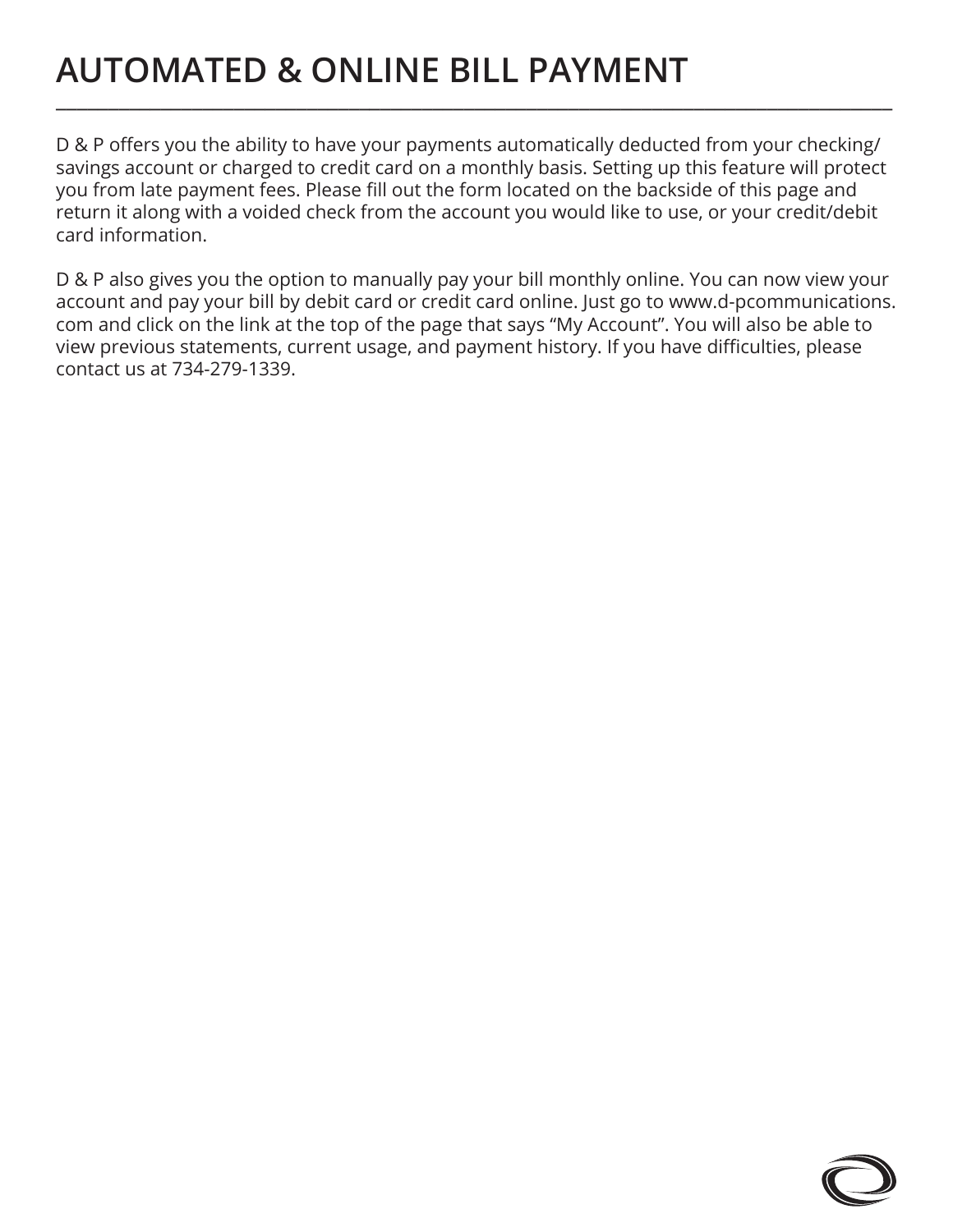# AUTOMATED & ONLINE BILL PAYMENT

D & P offers you the ability to have your payments automatically deducted from your checking/savings account or charged to credit card on a monthly basis. Setting up this feature will protect you from late payment fees. Please fill out the form located on the backside of this page and return it along with a voided check from the account you would like to use, or your credit/debit card information.

D & P also gives you the option to manually pay your bill monthly online. You can now view your account and pay your bill by debit card or credit card online. Just go to www.d-pcommunications.com and click on the link at the top of the page that says “My Account”. You will also be able to view previous statements, current usage, and payment history. If you have difficulties, please contact us at 734-279-1339.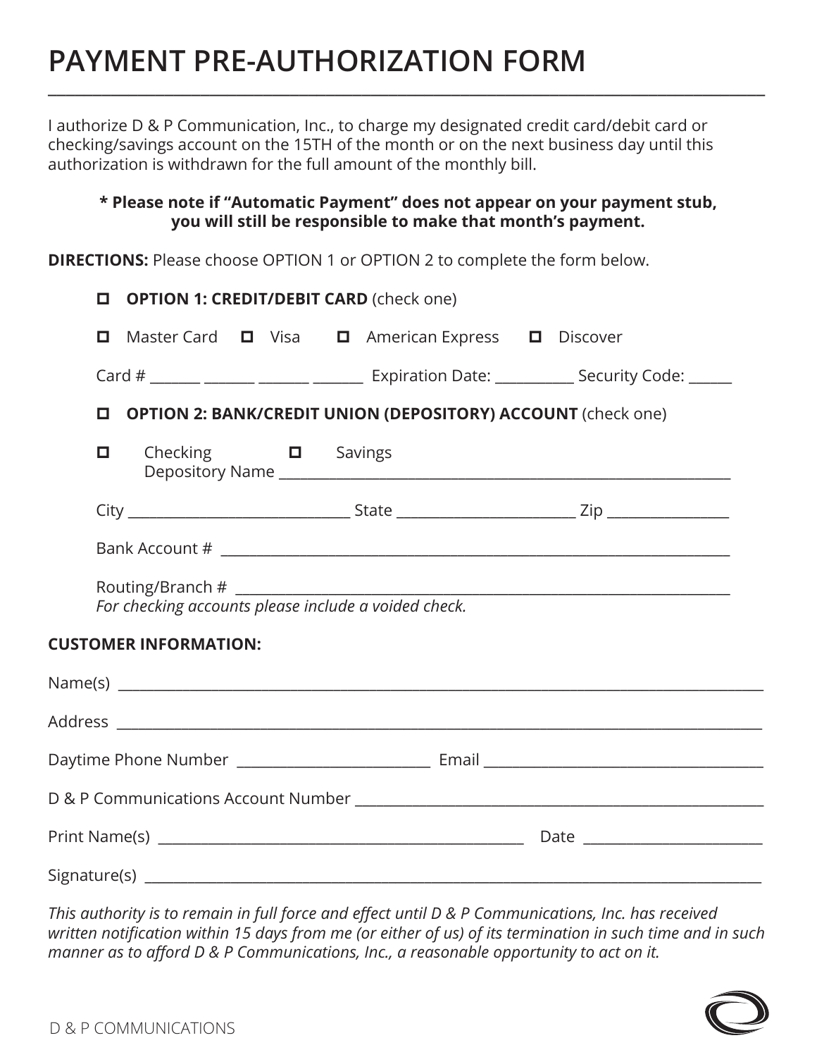# PAYMENT PRE-AUTHORIZATION FORM

I authorize D & P Communication, Inc., to charge my designated credit card/debit card or checking/savings account on the 15TH of the month or on the next business day until this authorization is withdrawn for the full amount of the monthly bill.

**\* Please note if "Automatic Payment" does not appear on your payment stub, you will still be responsible to make that month's payment.**

**DIRECTIONS:** Please choose OPTION 1 or OPTION 2 to complete the form below.

☐ **OPTION 1: CREDIT/DEBIT CARD** (check one)

☐ Master Card ☐ Visa ☐ American Express ☐ Discover

Card # _______ _______ _______ _______ Expiration Date: ___________ Security Code: ______

☐ **OPTION 2: BANK/CREDIT UNION (DEPOSITORY) ACCOUNT** (check one)

☐ Checking ☐ Savings

Depository Name ________________________________________________

City ______________________ State __________________ Zip ____________

Bank Account # ________________________________________________

Routing/Branch # ________________________________________________

*For checking accounts please include a voided check.*

**CUSTOMER INFORMATION:**

Name(s) ________________________________________________

Address ________________________________________________

Daytime Phone Number ____________________ Email ____________________________

D & P Communications Account Number ________________________________________

Print Name(s) ____________________________________ Date __________________

Signature(s) ________________________________________________

*This authority is to remain in full force and effect until D & P Communications, Inc. has received written notification within 15 days from me (or either of us) of its termination in such time and in such manner as to afford D & P Communications, Inc., a reasonable opportunity to act on it.*

D & P COMMUNICATIONS